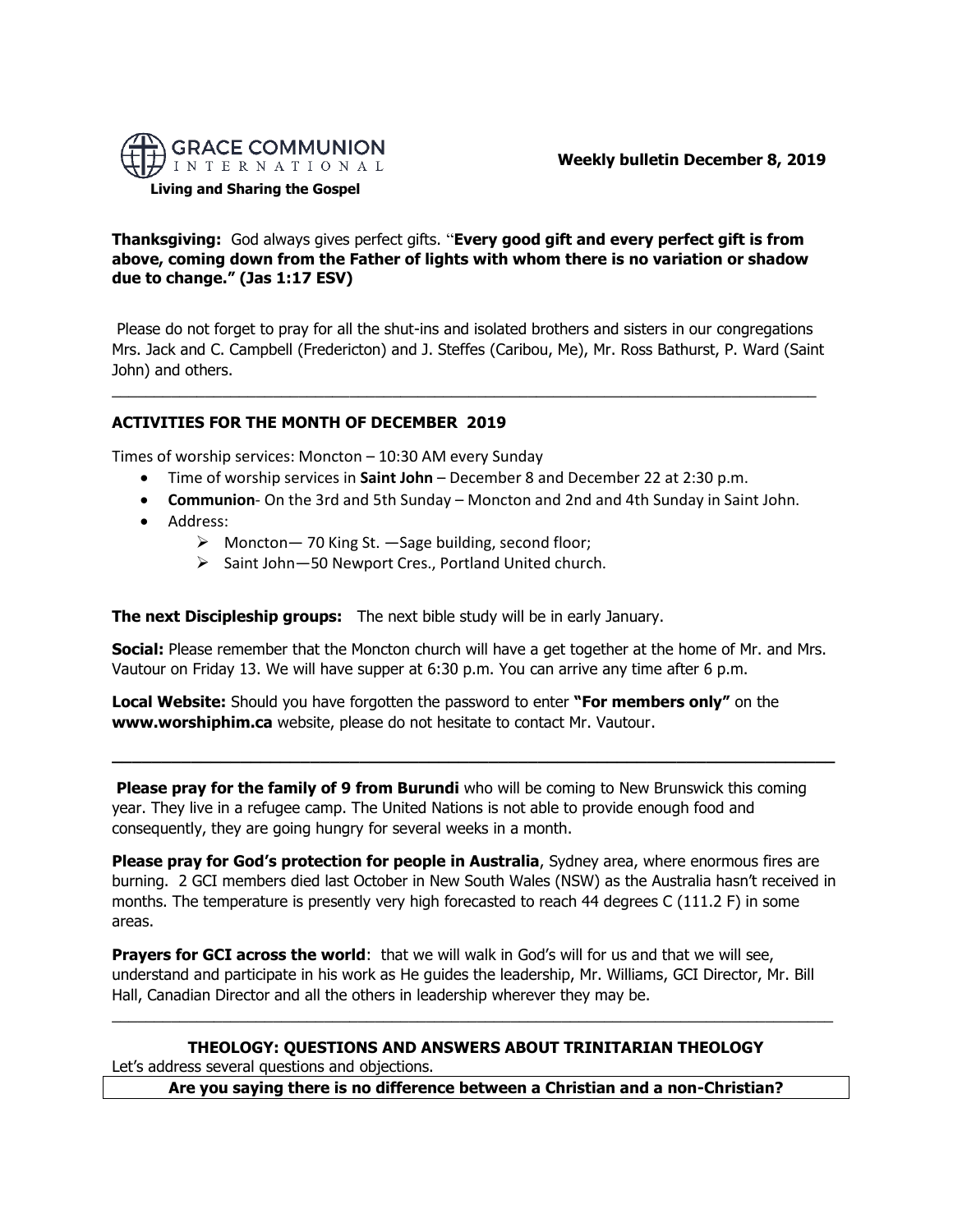GRACE COMMUNION INTERNATIONAL

**Living and Sharing the Gospel**

**Weekly bulletin December 8, 2019**

**Thanksgiving:** God always gives perfect gifts. "**Every good gift and every perfect gift is from above, coming down from the Father of lights with whom there is no variation or shadow due to change." (Jas 1:17 ESV)**

Please do not forget to pray for all the shut-ins and isolated brothers and sisters in our congregations Mrs. Jack and C. Campbell (Fredericton) and J. Steffes (Caribou, Me), Mr. Ross Bathurst, P. Ward (Saint John) and others.

---

**ACTIVITIES FOR THE MONTH OF DECEMBER 2019**

Times of worship services: Moncton – 10:30 AM every Sunday

- Time of worship services in **Saint John** – December 8 and December 22 at 2:30 p.m.
- **Communion**- On the 3rd and 5th Sunday – Moncton and 2nd and 4th Sunday in Saint John.
- Address:
  - Moncton— 70 King St. —Sage building, second floor;
  - Saint John—50 Newport Cres., Portland United church.

**The next Discipleship groups:** The next bible study will be in early January.

**Social:** Please remember that the Moncton church will have a get together at the home of Mr. and Mrs. Vautour on Friday 13. We will have supper at 6:30 p.m. You can arrive any time after 6 p.m.

**Local Website:** Should you have forgotten the password to enter **"For members only"** on the **www.worshiphim.ca** website, please do not hesitate to contact Mr. Vautour.

---

**Please pray for the family of 9 from Burundi** who will be coming to New Brunswick this coming year. They live in a refugee camp. The United Nations is not able to provide enough food and consequently, they are going hungry for several weeks in a month.

**Please pray for God's protection for people in Australia**, Sydney area, where enormous fires are burning. 2 GCI members died last October in New South Wales (NSW) as the Australia hasn't received in months. The temperature is presently very high forecasted to reach 44 degrees C (111.2 F) in some areas.

**Prayers for GCI across the world**: that we will walk in God's will for us and that we will see, understand and participate in his work as He guides the leadership, Mr. Williams, GCI Director, Mr. Bill Hall, Canadian Director and all the others in leadership wherever they may be.

---

## THEOLOGY: QUESTIONS AND ANSWERS ABOUT TRINITARIAN THEOLOGY

Let's address several questions and objections.

**Are you saying there is no difference between a Christian and a non-Christian?**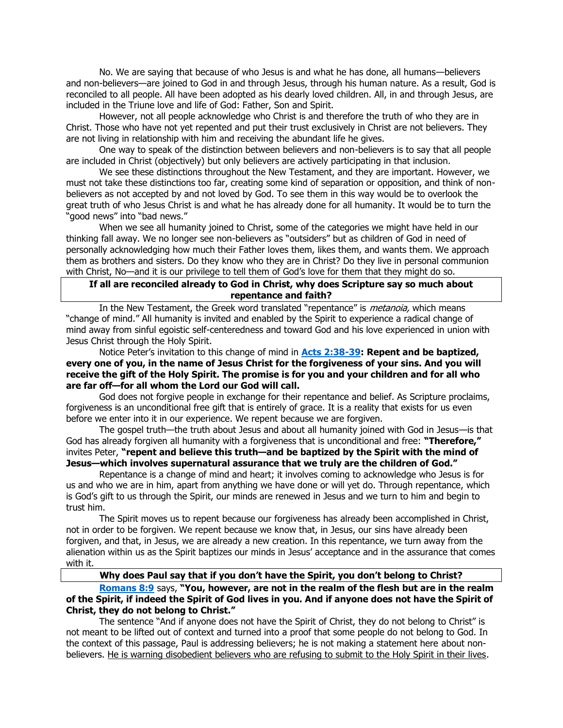No. We are saying that because of who Jesus is and what he has done, all humans—believers and non-believers—are joined to God in and through Jesus, through his human nature. As a result, God is reconciled to all people. All have been adopted as his dearly loved children. All, in and through Jesus, are included in the Triune love and life of God: Father, Son and Spirit.

However, not all people acknowledge who Christ is and therefore the truth of who they are in Christ. Those who have not yet repented and put their trust exclusively in Christ are not believers. They are not living in relationship with him and receiving the abundant life he gives.

One way to speak of the distinction between believers and non-believers is to say that all people are included in Christ (objectively) but only believers are actively participating in that inclusion.

We see these distinctions throughout the New Testament, and they are important. However, we must not take these distinctions too far, creating some kind of separation or opposition, and think of non-believers as not accepted by and not loved by God. To see them in this way would be to overlook the great truth of who Jesus Christ is and what he has already done for all humanity. It would be to turn the "good news" into "bad news."

When we see all humanity joined to Christ, some of the categories we might have held in our thinking fall away. We no longer see non-believers as "outsiders" but as children of God in need of personally acknowledging how much their Father loves them, likes them, and wants them. We approach them as brothers and sisters. Do they know who they are in Christ? Do they live in personal communion with Christ, No—and it is our privilege to tell them of God's love for them that they might do so.

### If all are reconciled already to God in Christ, why does Scripture say so much about repentance and faith?

In the New Testament, the Greek word translated "repentance" is *metanoia,* which means "change of mind." All humanity is invited and enabled by the Spirit to experience a radical change of mind away from sinful egoistic self-centeredness and toward God and his love experienced in union with Jesus Christ through the Holy Spirit.

Notice Peter's invitation to this change of mind in **Acts 2:38-39: Repent and be baptized, every one of you, in the name of Jesus Christ for the forgiveness of your sins. And you will receive the gift of the Holy Spirit. The promise is for you and your children and for all who are far off—for all whom the Lord our God will call.**

God does not forgive people in exchange for their repentance and belief. As Scripture proclaims, forgiveness is an unconditional free gift that is entirely of grace. It is a reality that exists for us even before we enter into it in our experience. We repent because we are forgiven.

The gospel truth—the truth about Jesus and about all humanity joined with God in Jesus—is that God has already forgiven all humanity with a forgiveness that is unconditional and free: **"Therefore,"** invites Peter, **"repent and believe this truth—and be baptized by the Spirit with the mind of Jesus—which involves supernatural assurance that we truly are the children of God."**

Repentance is a change of mind and heart; it involves coming to acknowledge who Jesus is for us and who we are in him, apart from anything we have done or will yet do. Through repentance, which is God's gift to us through the Spirit, our minds are renewed in Jesus and we turn to him and begin to trust him.

The Spirit moves us to repent because our forgiveness has already been accomplished in Christ, not in order to be forgiven. We repent because we know that, in Jesus, our sins have already been forgiven, and that, in Jesus, we are already a new creation. In this repentance, we turn away from the alienation within us as the Spirit baptizes our minds in Jesus' acceptance and in the assurance that comes with it.

### Why does Paul say that if you don't have the Spirit, you don't belong to Christ?

**Romans 8:9** says, **"You, however, are not in the realm of the flesh but are in the realm of the Spirit, if indeed the Spirit of God lives in you. And if anyone does not have the Spirit of Christ, they do not belong to Christ."**

The sentence "And if anyone does not have the Spirit of Christ, they do not belong to Christ" is not meant to be lifted out of context and turned into a proof that some people do not belong to God. In the context of this passage, Paul is addressing believers; he is not making a statement here about non-believers. He is warning disobedient believers who are refusing to submit to the Holy Spirit in their lives.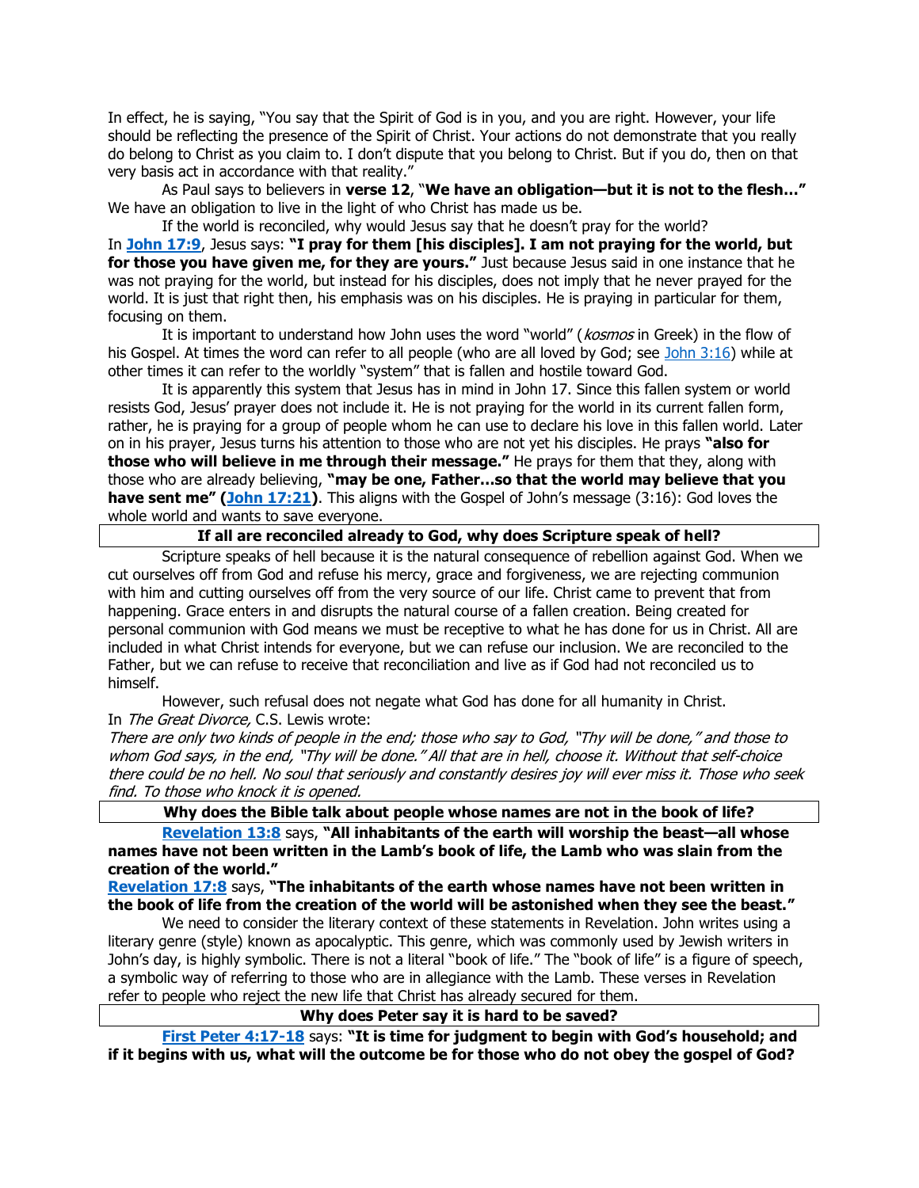In effect, he is saying, "You say that the Spirit of God is in you, and you are right. However, your life should be reflecting the presence of the Spirit of Christ. Your actions do not demonstrate that you really do belong to Christ as you claim to. I don't dispute that you belong to Christ. But if you do, then on that very basis act in accordance with that reality."

As Paul says to believers in **verse 12**, "**We have an obligation—but it is not to the flesh…**" We have an obligation to live in the light of who Christ has made us be.

If the world is reconciled, why would Jesus say that he doesn't pray for the world?

In **John 17:9**, Jesus says: **"I pray for them [his disciples]. I am not praying for the world, but for those you have given me, for they are yours."** Just because Jesus said in one instance that he was not praying for the world, but instead for his disciples, does not imply that he never prayed for the world. It is just that right then, his emphasis was on his disciples. He is praying in particular for them, focusing on them.

It is important to understand how John uses the word "world" (*kosmos* in Greek) in the flow of his Gospel. At times the word can refer to all people (who are all loved by God; see John 3:16) while at other times it can refer to the worldly "system" that is fallen and hostile toward God.

It is apparently this system that Jesus has in mind in John 17. Since this fallen system or world resists God, Jesus' prayer does not include it. He is not praying for the world in its current fallen form, rather, he is praying for a group of people whom he can use to declare his love in this fallen world. Later on in his prayer, Jesus turns his attention to those who are not yet his disciples. He prays **"also for those who will believe in me through their message."** He prays for them that they, along with those who are already believing, **"may be one, Father…so that the world may believe that you have sent me" (John 17:21)**. This aligns with the Gospel of John's message (3:16): God loves the whole world and wants to save everyone.

### If all are reconciled already to God, why does Scripture speak of hell?

Scripture speaks of hell because it is the natural consequence of rebellion against God. When we cut ourselves off from God and refuse his mercy, grace and forgiveness, we are rejecting communion with him and cutting ourselves off from the very source of our life. Christ came to prevent that from happening. Grace enters in and disrupts the natural course of a fallen creation. Being created for personal communion with God means we must be receptive to what he has done for us in Christ. All are included in what Christ intends for everyone, but we can refuse our inclusion. We are reconciled to the Father, but we can refuse to receive that reconciliation and live as if God had not reconciled us to himself.

However, such refusal does not negate what God has done for all humanity in Christ.

In *The Great Divorce,* C.S. Lewis wrote:

*There are only two kinds of people in the end; those who say to God, "Thy will be done," and those to whom God says, in the end, "Thy will be done." All that are in hell, choose it. Without that self-choice there could be no hell. No soul that seriously and constantly desires joy will ever miss it. Those who seek find. To those who knock it is opened.*

### Why does the Bible talk about people whose names are not in the book of life?

**Revelation 13:8** says, **"All inhabitants of the earth will worship the beast—all whose names have not been written in the Lamb's book of life, the Lamb who was slain from the creation of the world."**

**Revelation 17:8** says, **"The inhabitants of the earth whose names have not been written in the book of life from the creation of the world will be astonished when they see the beast."**

We need to consider the literary context of these statements in Revelation. John writes using a literary genre (style) known as apocalyptic. This genre, which was commonly used by Jewish writers in John's day, is highly symbolic. There is not a literal "book of life." The "book of life" is a figure of speech, a symbolic way of referring to those who are in allegiance with the Lamb. These verses in Revelation refer to people who reject the new life that Christ has already secured for them.

### Why does Peter say it is hard to be saved?

**First Peter 4:17-18** says: **"It is time for judgment to begin with God's household; and if it begins with us, what will the outcome be for those who do not obey the gospel of God?**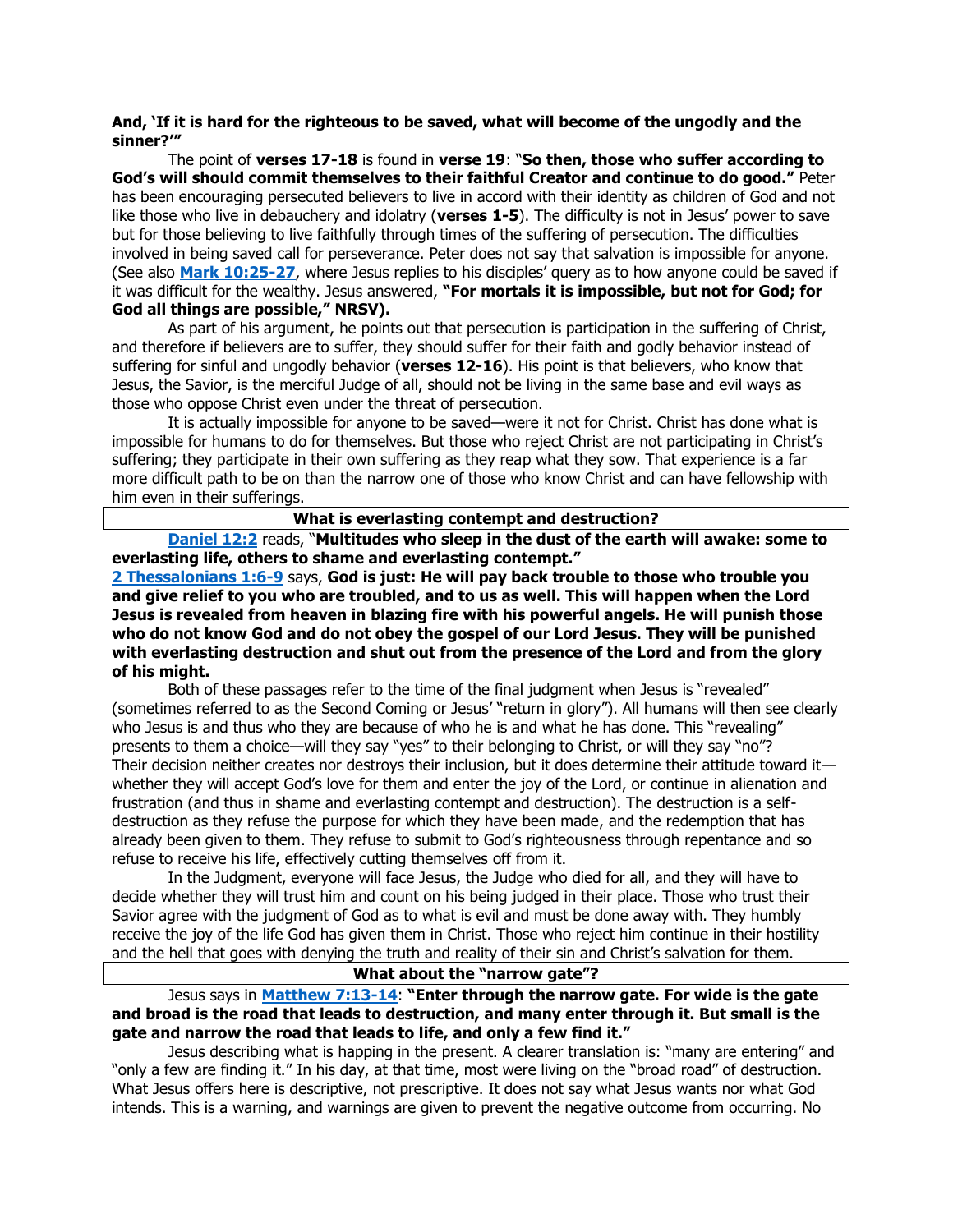**And, 'If it is hard for the righteous to be saved, what will become of the ungodly and the sinner?'"**

The point of **verses 17-18** is found in **verse 19**: "**So then, those who suffer according to God's will should commit themselves to their faithful Creator and continue to do good."** Peter has been encouraging persecuted believers to live in accord with their identity as children of God and not like those who live in debauchery and idolatry (**verses 1-5**). The difficulty is not in Jesus' power to save but for those believing to live faithfully through times of the suffering of persecution. The difficulties involved in being saved call for perseverance. Peter does not say that salvation is impossible for anyone. (See also **Mark 10:25-27**, where Jesus replies to his disciples' query as to how anyone could be saved if it was difficult for the wealthy. Jesus answered, **"For mortals it is impossible, but not for God; for God all things are possible," NRSV).**

As part of his argument, he points out that persecution is participation in the suffering of Christ, and therefore if believers are to suffer, they should suffer for their faith and godly behavior instead of suffering for sinful and ungodly behavior (**verses 12-16**). His point is that believers, who know that Jesus, the Savior, is the merciful Judge of all, should not be living in the same base and evil ways as those who oppose Christ even under the threat of persecution.

It is actually impossible for anyone to be saved—were it not for Christ. Christ has done what is impossible for humans to do for themselves. But those who reject Christ are not participating in Christ's suffering; they participate in their own suffering as they reap what they sow. That experience is a far more difficult path to be on than the narrow one of those who know Christ and can have fellowship with him even in their sufferings.

## What is everlasting contempt and destruction?

**Daniel 12:2** reads, "**Multitudes who sleep in the dust of the earth will awake: some to everlasting life, others to shame and everlasting contempt."**

**2 Thessalonians 1:6-9** says, **God is just: He will pay back trouble to those who trouble you and give relief to you who are troubled, and to us as well. This will happen when the Lord Jesus is revealed from heaven in blazing fire with his powerful angels. He will punish those who do not know God and do not obey the gospel of our Lord Jesus. They will be punished with everlasting destruction and shut out from the presence of the Lord and from the glory of his might.**

Both of these passages refer to the time of the final judgment when Jesus is "revealed" (sometimes referred to as the Second Coming or Jesus' "return in glory"). All humans will then see clearly who Jesus is and thus who they are because of who he is and what he has done. This "revealing" presents to them a choice—will they say "yes" to their belonging to Christ, or will they say "no"? Their decision neither creates nor destroys their inclusion, but it does determine their attitude toward it—whether they will accept God's love for them and enter the joy of the Lord, or continue in alienation and frustration (and thus in shame and everlasting contempt and destruction). The destruction is a self-destruction as they refuse the purpose for which they have been made, and the redemption that has already been given to them. They refuse to submit to God's righteousness through repentance and so refuse to receive his life, effectively cutting themselves off from it.

In the Judgment, everyone will face Jesus, the Judge who died for all, and they will have to decide whether they will trust him and count on his being judged in their place. Those who trust their Savior agree with the judgment of God as to what is evil and must be done away with. They humbly receive the joy of the life God has given them in Christ. Those who reject him continue in their hostility and the hell that goes with denying the truth and reality of their sin and Christ's salvation for them.

## What about the "narrow gate"?

Jesus says in **Matthew 7:13-14**: **"Enter through the narrow gate. For wide is the gate and broad is the road that leads to destruction, and many enter through it. But small is the gate and narrow the road that leads to life, and only a few find it."**

Jesus describing what is happing in the present. A clearer translation is: "many are entering" and "only a few are finding it." In his day, at that time, most were living on the "broad road" of destruction. What Jesus offers here is descriptive, not prescriptive. It does not say what Jesus wants nor what God intends. This is a warning, and warnings are given to prevent the negative outcome from occurring. No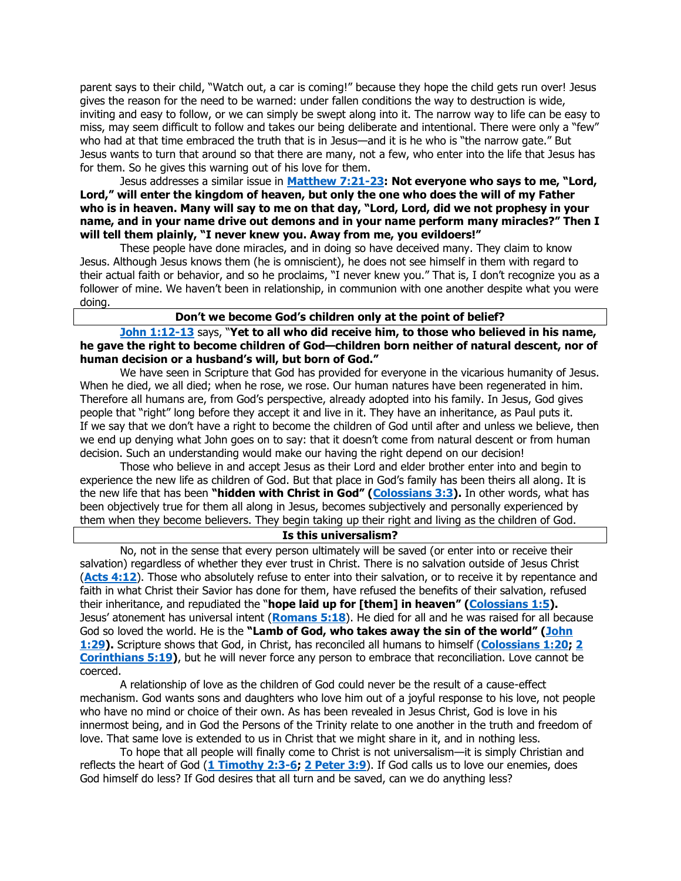parent says to their child, "Watch out, a car is coming!" because they hope the child gets run over! Jesus gives the reason for the need to be warned: under fallen conditions the way to destruction is wide, inviting and easy to follow, or we can simply be swept along into it. The narrow way to life can be easy to miss, may seem difficult to follow and takes our being deliberate and intentional. There were only a "few" who had at that time embraced the truth that is in Jesus—and it is he who is "the narrow gate." But Jesus wants to turn that around so that there are many, not a few, who enter into the life that Jesus has for them. So he gives this warning out of his love for them.

Jesus addresses a similar issue in **Matthew 7:21-23: Not everyone who says to me, "Lord, Lord," will enter the kingdom of heaven, but only the one who does the will of my Father who is in heaven. Many will say to me on that day, "Lord, Lord, did we not prophesy in your name, and in your name drive out demons and in your name perform many miracles?" Then I will tell them plainly, "I never knew you. Away from me, you evildoers!"**

These people have done miracles, and in doing so have deceived many. They claim to know Jesus. Although Jesus knows them (he is omniscient), he does not see himself in them with regard to their actual faith or behavior, and so he proclaims, "I never knew you." That is, I don't recognize you as a follower of mine. We haven't been in relationship, in communion with one another despite what you were doing.

### Don't we become God's children only at the point of belief?

**John 1:12-13** says, "**Yet to all who did receive him, to those who believed in his name, he gave the right to become children of God—children born neither of natural descent, nor of human decision or a husband's will, but born of God."**

We have seen in Scripture that God has provided for everyone in the vicarious humanity of Jesus. When he died, we all died; when he rose, we rose. Our human natures have been regenerated in him. Therefore all humans are, from God's perspective, already adopted into his family. In Jesus, God gives people that "right" long before they accept it and live in it. They have an inheritance, as Paul puts it. If we say that we don't have a right to become the children of God until after and unless we believe, then we end up denying what John goes on to say: that it doesn't come from natural descent or from human decision. Such an understanding would make our having the right depend on our decision!

Those who believe in and accept Jesus as their Lord and elder brother enter into and begin to experience the new life as children of God. But that place in God's family has been theirs all along. It is the new life that has been **"hidden with Christ in God" (Colossians 3:3).** In other words, what has been objectively true for them all along in Jesus, becomes subjectively and personally experienced by them when they become believers. They begin taking up their right and living as the children of God.

### Is this universalism?

No, not in the sense that every person ultimately will be saved (or enter into or receive their salvation) regardless of whether they ever trust in Christ. There is no salvation outside of Jesus Christ (**Acts 4:12**). Those who absolutely refuse to enter into their salvation, or to receive it by repentance and faith in what Christ their Savior has done for them, have refused the benefits of their salvation, refused their inheritance, and repudiated the "**hope laid up for [them] in heaven" (Colossians 1:5).** Jesus' atonement has universal intent (**Romans 5:18**). He died for all and he was raised for all because God so loved the world. He is the **"Lamb of God, who takes away the sin of the world" (John 1:29).** Scripture shows that God, in Christ, has reconciled all humans to himself (**Colossians 1:20; 2 Corinthians 5:19**), but he will never force any person to embrace that reconciliation. Love cannot be coerced.

A relationship of love as the children of God could never be the result of a cause-effect mechanism. God wants sons and daughters who love him out of a joyful response to his love, not people who have no mind or choice of their own. As has been revealed in Jesus Christ, God is love in his innermost being, and in God the Persons of the Trinity relate to one another in the truth and freedom of love. That same love is extended to us in Christ that we might share in it, and in nothing less.

To hope that all people will finally come to Christ is not universalism—it is simply Christian and reflects the heart of God (**1 Timothy 2:3-6; 2 Peter 3:9**). If God calls us to love our enemies, does God himself do less? If God desires that all turn and be saved, can we do anything less?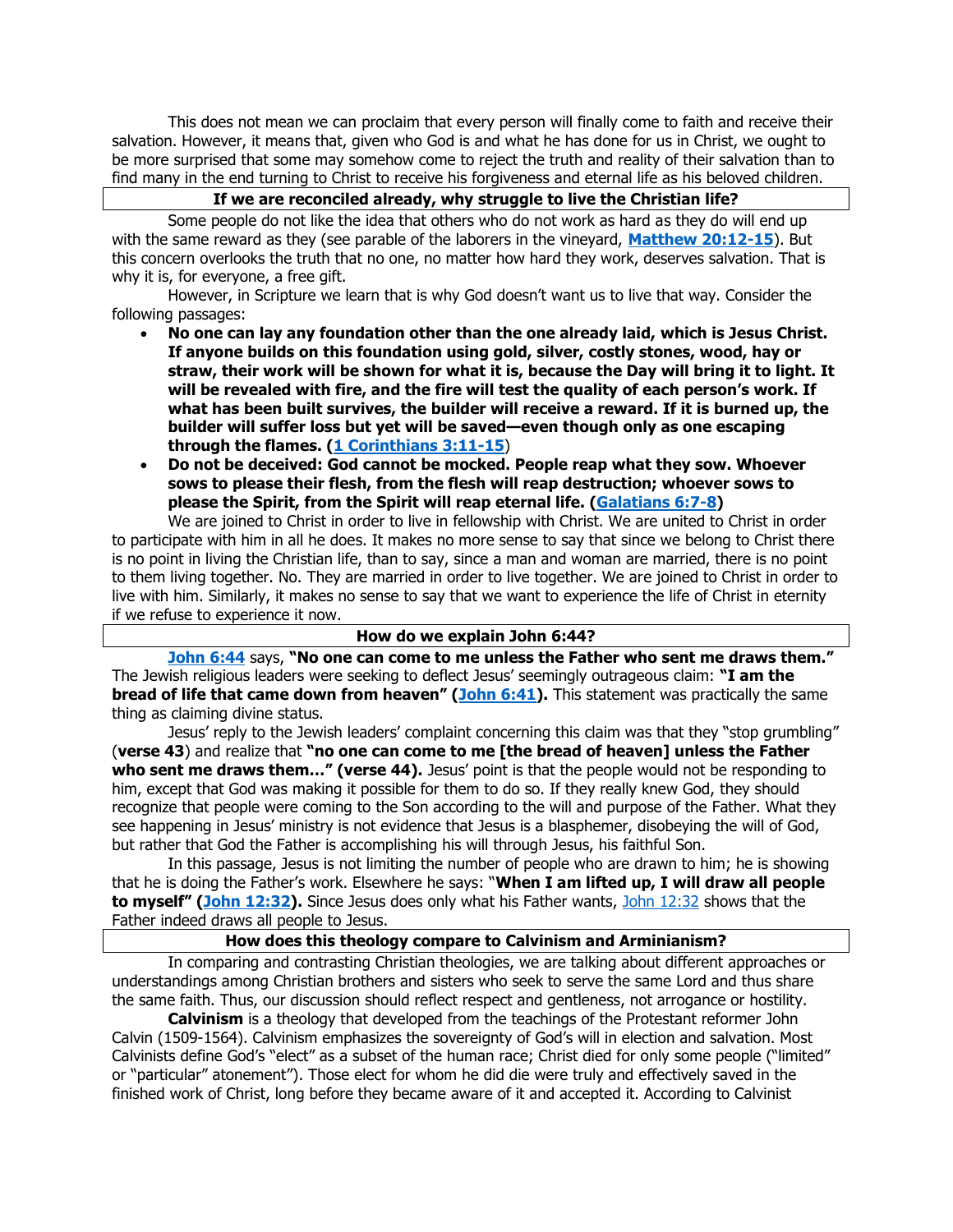This does not mean we can proclaim that every person will finally come to faith and receive their salvation. However, it means that, given who God is and what he has done for us in Christ, we ought to be more surprised that some may somehow come to reject the truth and reality of their salvation than to find many in the end turning to Christ to receive his forgiveness and eternal life as his beloved children.

### If we are reconciled already, why struggle to live the Christian life?

Some people do not like the idea that others who do not work as hard as they do will end up with the same reward as they (see parable of the laborers in the vineyard, **Matthew 20:12-15**). But this concern overlooks the truth that no one, no matter how hard they work, deserves salvation. That is why it is, for everyone, a free gift.

However, in Scripture we learn that is why God doesn't want us to live that way. Consider the following passages:

- **No one can lay any foundation other than the one already laid, which is Jesus Christ. If anyone builds on this foundation using gold, silver, costly stones, wood, hay or straw, their work will be shown for what it is, because the Day will bring it to light. It will be revealed with fire, and the fire will test the quality of each person's work. If what has been built survives, the builder will receive a reward. If it is burned up, the builder will suffer loss but yet will be saved—even though only as one escaping through the flames. (1 Corinthians 3:11-15)**
- **Do not be deceived: God cannot be mocked. People reap what they sow. Whoever sows to please their flesh, from the flesh will reap destruction; whoever sows to please the Spirit, from the Spirit will reap eternal life. (Galatians 6:7-8)**

We are joined to Christ in order to live in fellowship with Christ. We are united to Christ in order to participate with him in all he does. It makes no more sense to say that since we belong to Christ there is no point in living the Christian life, than to say, since a man and woman are married, there is no point to them living together. No. They are married in order to live together. We are joined to Christ in order to live with him. Similarly, it makes no sense to say that we want to experience the life of Christ in eternity if we refuse to experience it now.

### How do we explain John 6:44?

**John 6:44** says, **"No one can come to me unless the Father who sent me draws them."** The Jewish religious leaders were seeking to deflect Jesus' seemingly outrageous claim: **"I am the bread of life that came down from heaven" (John 6:41).** This statement was practically the same thing as claiming divine status.

Jesus' reply to the Jewish leaders' complaint concerning this claim was that they "stop grumbling" (**verse 43**) and realize that **"no one can come to me [the bread of heaven] unless the Father who sent me draws them…" (verse 44).** Jesus' point is that the people would not be responding to him, except that God was making it possible for them to do so. If they really knew God, they should recognize that people were coming to the Son according to the will and purpose of the Father. What they see happening in Jesus' ministry is not evidence that Jesus is a blasphemer, disobeying the will of God, but rather that God the Father is accomplishing his will through Jesus, his faithful Son.

In this passage, Jesus is not limiting the number of people who are drawn to him; he is showing that he is doing the Father's work. Elsewhere he says: "**When I am lifted up, I will draw all people to myself" (John 12:32).** Since Jesus does only what his Father wants, John 12:32 shows that the Father indeed draws all people to Jesus.

### How does this theology compare to Calvinism and Arminianism?

In comparing and contrasting Christian theologies, we are talking about different approaches or understandings among Christian brothers and sisters who seek to serve the same Lord and thus share the same faith. Thus, our discussion should reflect respect and gentleness, not arrogance or hostility.

**Calvinism** is a theology that developed from the teachings of the Protestant reformer John Calvin (1509-1564). Calvinism emphasizes the sovereignty of God's will in election and salvation. Most Calvinists define God's "elect" as a subset of the human race; Christ died for only some people ("limited" or "particular" atonement"). Those elect for whom he did die were truly and effectively saved in the finished work of Christ, long before they became aware of it and accepted it. According to Calvinist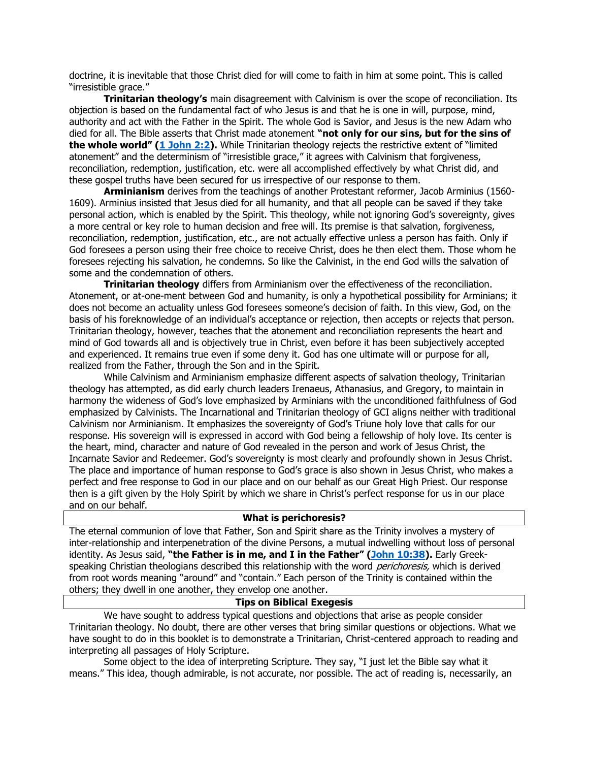doctrine, it is inevitable that those Christ died for will come to faith in him at some point. This is called "irresistible grace."

**Trinitarian theology's** main disagreement with Calvinism is over the scope of reconciliation. Its objection is based on the fundamental fact of who Jesus is and that he is one in will, purpose, mind, authority and act with the Father in the Spirit. The whole God is Savior, and Jesus is the new Adam who died for all. The Bible asserts that Christ made atonement **"not only for our sins, but for the sins of the whole world" (1 John 2:2).** While Trinitarian theology rejects the restrictive extent of "limited atonement" and the determinism of "irresistible grace," it agrees with Calvinism that forgiveness, reconciliation, redemption, justification, etc. were all accomplished effectively by what Christ did, and these gospel truths have been secured for us irrespective of our response to them.

**Arminianism** derives from the teachings of another Protestant reformer, Jacob Arminius (1560-1609). Arminius insisted that Jesus died for all humanity, and that all people can be saved if they take personal action, which is enabled by the Spirit. This theology, while not ignoring God's sovereignty, gives a more central or key role to human decision and free will. Its premise is that salvation, forgiveness, reconciliation, redemption, justification, etc., are not actually effective unless a person has faith. Only if God foresees a person using their free choice to receive Christ, does he then elect them. Those whom he foresees rejecting his salvation, he condemns. So like the Calvinist, in the end God wills the salvation of some and the condemnation of others.

**Trinitarian theology** differs from Arminianism over the effectiveness of the reconciliation. Atonement, or at-one-ment between God and humanity, is only a hypothetical possibility for Arminians; it does not become an actuality unless God foresees someone's decision of faith. In this view, God, on the basis of his foreknowledge of an individual's acceptance or rejection, then accepts or rejects that person. Trinitarian theology, however, teaches that the atonement and reconciliation represents the heart and mind of God towards all and is objectively true in Christ, even before it has been subjectively accepted and experienced. It remains true even if some deny it. God has one ultimate will or purpose for all, realized from the Father, through the Son and in the Spirit.

While Calvinism and Arminianism emphasize different aspects of salvation theology, Trinitarian theology has attempted, as did early church leaders Irenaeus, Athanasius, and Gregory, to maintain in harmony the wideness of God's love emphasized by Arminians with the unconditioned faithfulness of God emphasized by Calvinists. The Incarnational and Trinitarian theology of GCI aligns neither with traditional Calvinism nor Arminianism. It emphasizes the sovereignty of God's Triune holy love that calls for our response. His sovereign will is expressed in accord with God being a fellowship of holy love. Its center is the heart, mind, character and nature of God revealed in the person and work of Jesus Christ, the Incarnate Savior and Redeemer. God's sovereignty is most clearly and profoundly shown in Jesus Christ. The place and importance of human response to God's grace is also shown in Jesus Christ, who makes a perfect and free response to God in our place and on our behalf as our Great High Priest. Our response then is a gift given by the Holy Spirit by which we share in Christ's perfect response for us in our place and on our behalf.

## What is perichoresis?

The eternal communion of love that Father, Son and Spirit share as the Trinity involves a mystery of inter-relationship and interpenetration of the divine Persons, a mutual indwelling without loss of personal identity. As Jesus said, **"the Father is in me, and I in the Father" (John 10:38).** Early Greek-speaking Christian theologians described this relationship with the word *perichoresis,* which is derived from root words meaning "around" and "contain." Each person of the Trinity is contained within the others; they dwell in one another, they envelop one another.

## Tips on Biblical Exegesis

We have sought to address typical questions and objections that arise as people consider Trinitarian theology. No doubt, there are other verses that bring similar questions or objections. What we have sought to do in this booklet is to demonstrate a Trinitarian, Christ-centered approach to reading and interpreting all passages of Holy Scripture.

Some object to the idea of interpreting Scripture. They say, "I just let the Bible say what it means." This idea, though admirable, is not accurate, nor possible. The act of reading is, necessarily, an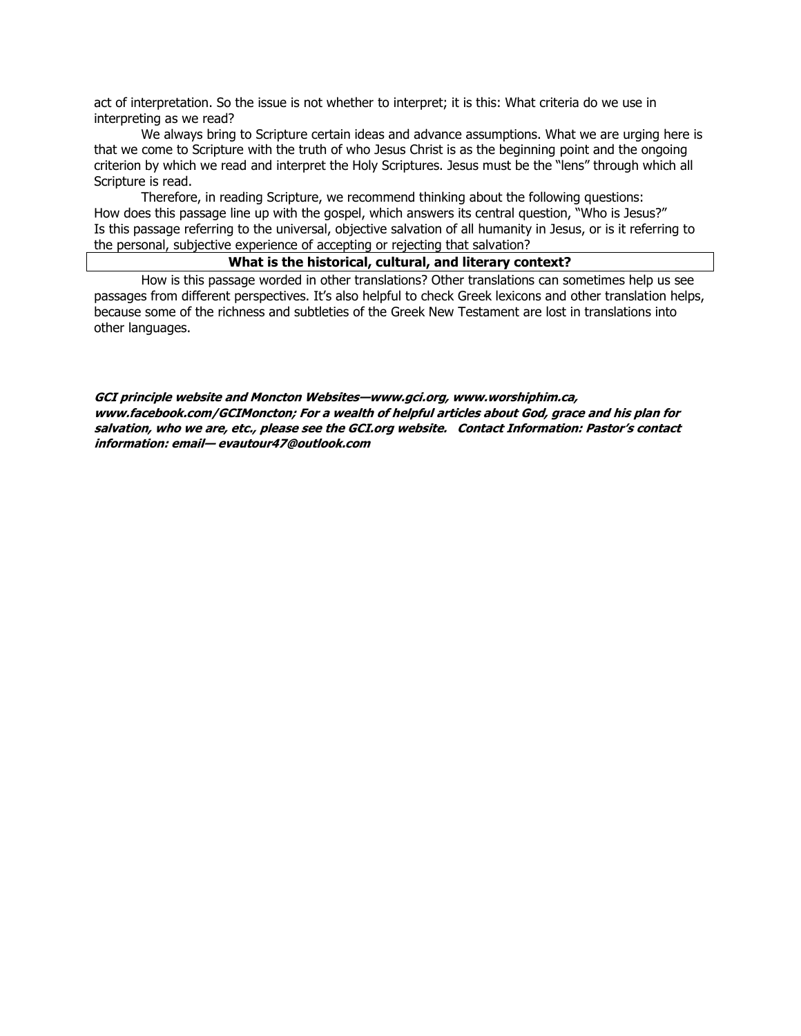act of interpretation. So the issue is not whether to interpret; it is this: What criteria do we use in interpreting as we read?

We always bring to Scripture certain ideas and advance assumptions. What we are urging here is that we come to Scripture with the truth of who Jesus Christ is as the beginning point and the ongoing criterion by which we read and interpret the Holy Scriptures. Jesus must be the "lens" through which all Scripture is read.

Therefore, in reading Scripture, we recommend thinking about the following questions:

How does this passage line up with the gospel, which answers its central question, "Who is Jesus?"

Is this passage referring to the universal, objective salvation of all humanity in Jesus, or is it referring to the personal, subjective experience of accepting or rejecting that salvation?

**What is the historical, cultural, and literary context?**

How is this passage worded in other translations? Other translations can sometimes help us see passages from different perspectives. It's also helpful to check Greek lexicons and other translation helps, because some of the richness and subtleties of the Greek New Testament are lost in translations into other languages.

***GCI principle website and Moncton Websites—www.gci.org, www.worshiphim.ca, www.facebook.com/GCIMoncton; For a wealth of helpful articles about God, grace and his plan for salvation, who we are, etc., please see the GCI.org website. Contact Information: Pastor's contact information: email— evautour47@outlook.com***